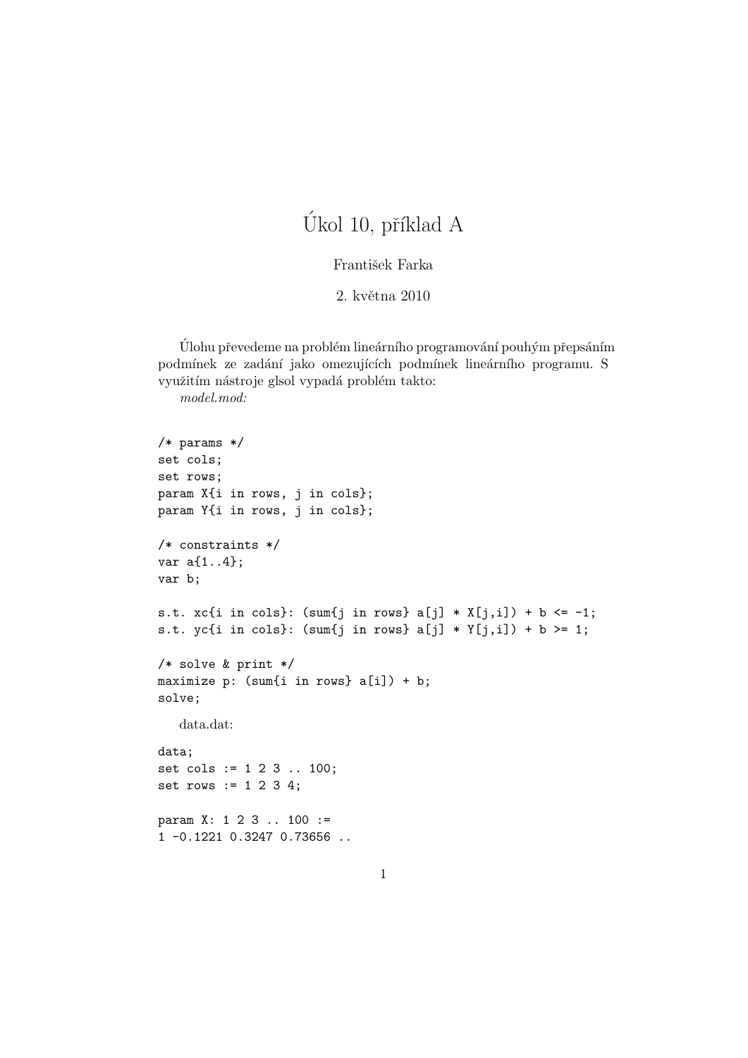# Úkol 10, příklad A

František Farka

2. května 2010

Úlohu převedeme na problém lineárního programování pouhým přepsáním podmínek ze zadání jako omezujících podmínek lineárního programu. S využitím nástroje glsol vypadá problém takto:

*model.mod:*

```
/* params */
set cols;
set rows;
param X{i in rows, j in cols};
param Y{i in rows, j in cols};

/* constraints */
var a{1..4};
var b;

s.t. xc{i in cols}: (sum{j in rows} a[j] * X[j,i]) + b <= -1;
s.t. yc{i in cols}: (sum{j in rows} a[j] * Y[j,i]) + b >= 1;

/* solve & print */
maximize p: (sum{i in rows} a[i]) + b;
solve;
```

data.dat:

```
data;
set cols := 1 2 3 .. 100;
set rows := 1 2 3 4;

param X: 1 2 3 .. 100 :=
1 -0.1221 0.3247 0.73656 ..
```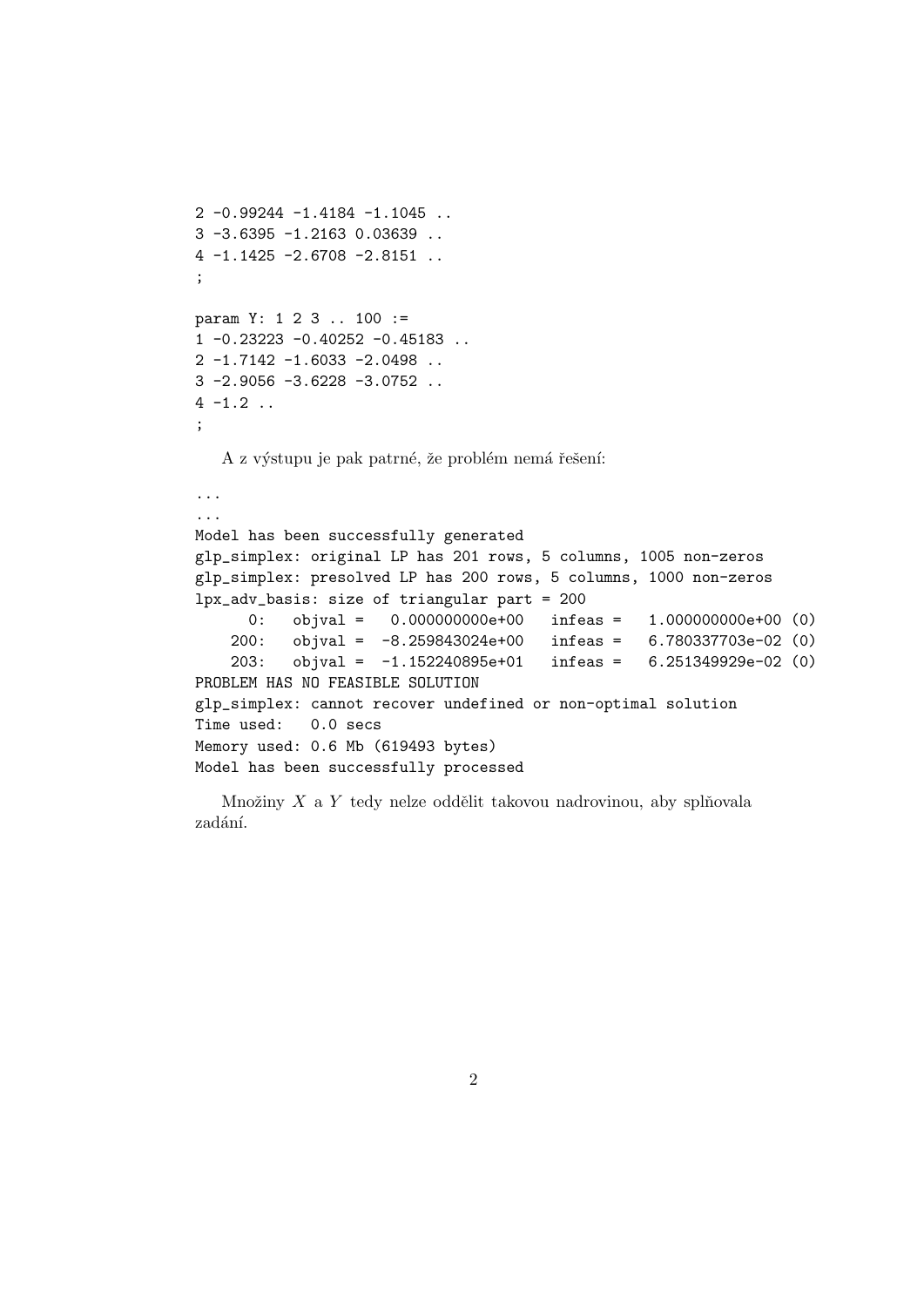```
2 -0.99244 -1.4184 -1.1045 ..
3 -3.6395 -1.2163 0.03639 ..
4 -1.1425 -2.6708 -2.8151 ..
;

param Y: 1 2 3 .. 100 :=
1 -0.23223 -0.40252 -0.45183 ..
2 -1.7142 -1.6033 -2.0498 ..
3 -2.9056 -3.6228 -3.0752 ..
4 -1.2 ..
;
```

A z výstupu je pak patrné, že problém nemá řešení:

```
...
...
Model has been successfully generated
glp_simplex: original LP has 201 rows, 5 columns, 1005 non-zeros
glp_simplex: presolved LP has 200 rows, 5 columns, 1000 non-zeros
lpx_adv_basis: size of triangular part = 200
      0:   objval =   0.000000000e+00   infeas =   1.000000000e+00 (0)
    200:   objval =  -8.259843024e+00   infeas =   6.780337703e-02 (0)
    203:   objval =  -1.152240895e+01   infeas =   6.251349929e-02 (0)
PROBLEM HAS NO FEASIBLE SOLUTION
glp_simplex: cannot recover undefined or non-optimal solution
Time used:   0.0 secs
Memory used: 0.6 Mb (619493 bytes)
Model has been successfully processed
```

Množiny $X$ a $Y$ tedy nelze oddělit takovou nadrovinou, aby splňovala zadání.